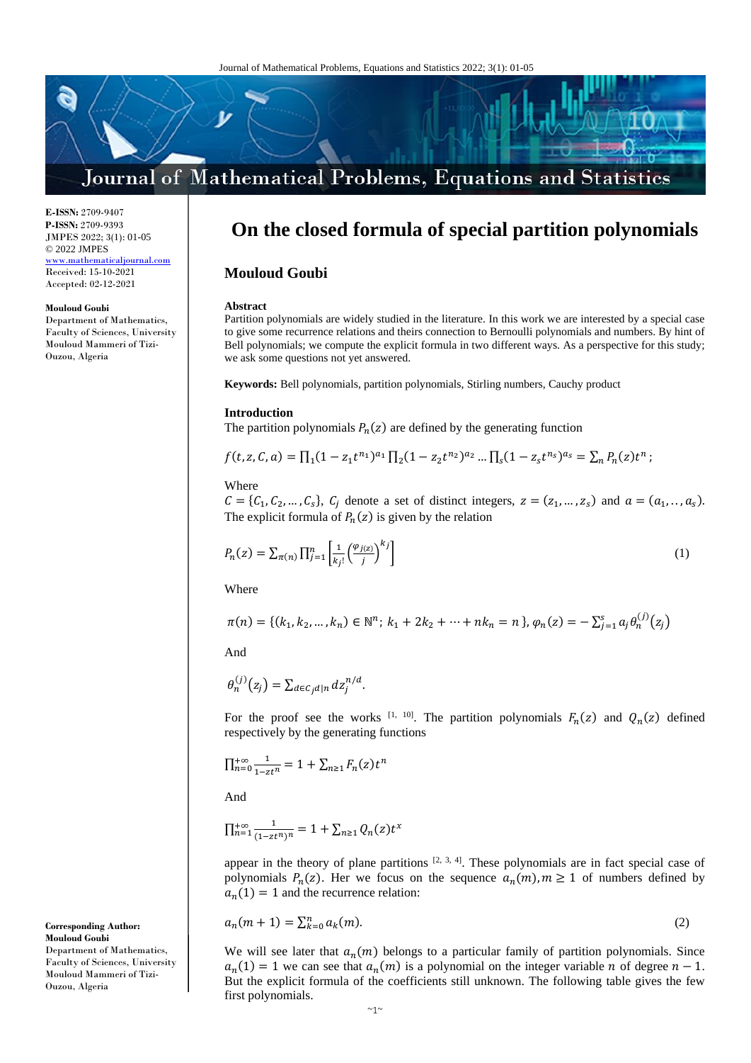**E-ISSN:** 2709-9407
**P-ISSN:** 2709-9393
JMPES 2022; 3(1): 01-05
© 2022 JMPES
www.mathematicaljournal.com
Received: 15-10-2021
Accepted: 02-12-2021

**Mouloud Goubi**
Department of Mathematics, Faculty of Sciences, University Mouloud Mammeri of Tizi-Ouzou, Algeria

**Corresponding Author:**
**Mouloud Goubi**
Department of Mathematics, Faculty of Sciences, University Mouloud Mammeri of Tizi-Ouzou, Algeria

# On the closed formula of special partition polynomials

## Mouloud Goubi

**Abstract**

Partition polynomials are widely studied in the literature. In this work we are interested by a special case to give some recurrence relations and theirs connection to Bernoulli polynomials and numbers. By hint of Bell polynomials; we compute the explicit formula in two different ways. As a perspective for this study; we ask some questions not yet answered.

**Keywords:** Bell polynomials, partition polynomials, Stirling numbers, Cauchy product

### Introduction

The partition polynomials $P_n(z)$ are defined by the generating function

$$f(t,z,C,a) = \prod_1 (1 - z_1 t^{n_1})^{a_1} \prod_2 (1 - z_2 t^{n_2})^{a_2} \dots \prod_s (1 - z_s t^{n_s})^{a_s} = \sum_n P_n(z) t^n ;$$

Where

$C = \{C_1, C_2, \dots, C_s\}$, $C_j$ denote a set of distinct integers, $z = (z_1, \dots, z_s)$ and $a = (a_1, \dots, a_s)$. The explicit formula of $P_n(z)$ is given by the relation

$$P_n(z) = \sum_{\pi(n)} \prod_{j=1}^{n} \left[ \frac{1}{k_j!} \left( \frac{\varphi_{j(z)}}{j} \right)^{k_j} \right] \tag{1}$$

Where

$$\pi(n) = \{(k_1, k_2, \dots, k_n) \in \mathbb{N}^n;\ k_1 + 2k_2 + \dots + nk_n = n\},\ \varphi_n(z) = -\sum_{j=1}^{s} a_j \theta_n^{(j)}(z_j)$$

And

$$\theta_n^{(j)}(z_j) = \sum_{d \in C_j d | n} d z_j^{n/d}.$$

For the proof see the works [1, 10]. The partition polynomials $F_n(z)$ and $Q_n(z)$ defined respectively by the generating functions

$$\prod_{n=0}^{+\infty} \frac{1}{1 - z t^n} = 1 + \sum_{n \geq 1} F_n(z) t^n$$

And

$$\prod_{n=1}^{+\infty} \frac{1}{(1 - z t^n)^n} = 1 + \sum_{n \geq 1} Q_n(z) t^x$$

appear in the theory of plane partitions [2, 3, 4]. These polynomials are in fact special case of polynomials $P_n(z)$. Her we focus on the sequence $a_n(m), m \geq 1$ of numbers defined by $a_n(1) = 1$ and the recurrence relation:

$$a_n(m+1) = \sum_{k=0}^{n} a_k(m). \tag{2}$$

We will see later that $a_n(m)$ belongs to a particular family of partition polynomials. Since $a_n(1) = 1$ we can see that $a_n(m)$ is a polynomial on the integer variable $n$ of degree $n - 1$. But the explicit formula of the coefficients still unknown. The following table gives the few first polynomials.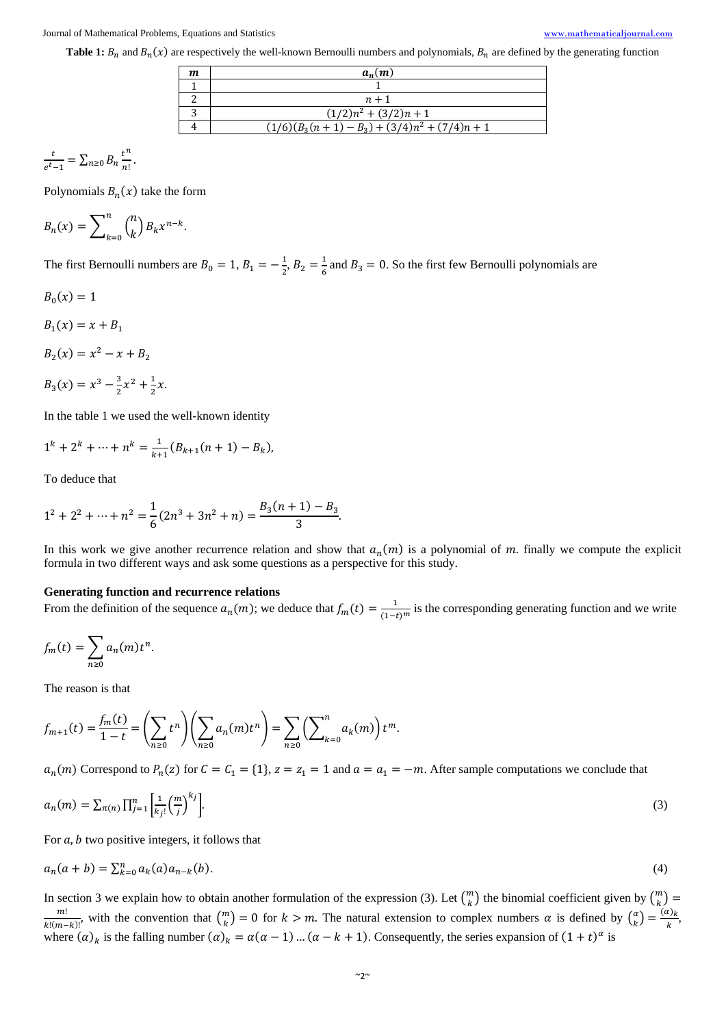**Table 1:** $B_n$ and $B_n(x)$ are respectively the well-known Bernoulli numbers and polynomials, $B_n$ are defined by the generating function

| $m$ | $a_n(m)$ |
|---|---|
| 1 | 1 |
| 2 | $n+1$ |
| 3 | $(1/2)n^2 + (3/2)n + 1$ |
| 4 | $(1/6)(B_3(n+1) - B_3) + (3/4)n^2 + (7/4)n + 1$ |

$\frac{t}{e^t - 1} = \sum_{n\geq 0} B_n \frac{t^n}{n!}$.

Polynomials $B_n(x)$ take the form

$$B_n(x) = \sum_{k=0}^{n} \binom{n}{k} B_k x^{n-k}.$$

The first Bernoulli numbers are $B_0 = 1$, $B_1 = -\frac{1}{2}$, $B_2 = \frac{1}{6}$ and $B_3 = 0$. So the first few Bernoulli polynomials are

$$B_0(x) = 1$$

$$B_1(x) = x + B_1$$

$$B_2(x) = x^2 - x + B_2$$

$$B_3(x) = x^3 - \frac{3}{2}x^2 + \frac{1}{2}x.$$

In the table 1 we used the well-known identity

$$1^k + 2^k + \cdots + n^k = \frac{1}{k+1}(B_{k+1}(n+1) - B_k),$$

To deduce that

$$1^2 + 2^2 + \cdots + n^2 = \frac{1}{6}(2n^3 + 3n^2 + n) = \frac{B_3(n+1) - B_3}{3}.$$

In this work we give another recurrence relation and show that $a_n(m)$ is a polynomial of $m$. finally we compute the explicit formula in two different ways and ask some questions as a perspective for this study.

**Generating function and recurrence relations**

From the definition of the sequence $a_n(m)$; we deduce that $f_m(t) = \frac{1}{(1-t)^m}$ is the corresponding generating function and we write

$$f_m(t) = \sum_{n\geq 0} a_n(m) t^n.$$

The reason is that

$$f_{m+1}(t) = \frac{f_m(t)}{1-t} = \left(\sum_{n\geq 0} t^n\right)\left(\sum_{n\geq 0} a_n(m) t^n\right) = \sum_{n\geq 0}\left(\sum_{k=0}^{n} a_k(m)\right) t^m.$$

$a_n(m)$ Correspond to $P_n(z)$ for $C = C_1 = \{1\}$, $z = z_1 = 1$ and $a = a_1 = -m$. After sample computations we conclude that

$$a_n(m) = \sum_{\pi(n)} \prod_{j=1}^{n} \left[\frac{1}{k_j!}\left(\frac{m}{j}\right)^{k_j}\right]. \tag{3}$$

For $a, b$ two positive integers, it follows that

$$a_n(a+b) = \sum_{k=0}^{n} a_k(a) a_{n-k}(b). \tag{4}$$

In section 3 we explain how to obtain another formulation of the expression (3). Let $\binom{m}{k}$ the binomial coefficient given by $\binom{m}{k} = \frac{m!}{k!(m-k)!}$, with the convention that $\binom{m}{k} = 0$ for $k > m$. The natural extension to complex numbers $\alpha$ is defined by $\binom{\alpha}{k} = \frac{(\alpha)_k}{k}$, where $(\alpha)_k$ is the falling number $(\alpha)_k = \alpha(\alpha-1)\dots(\alpha-k+1)$. Consequently, the series expansion of $(1+t)^\alpha$ is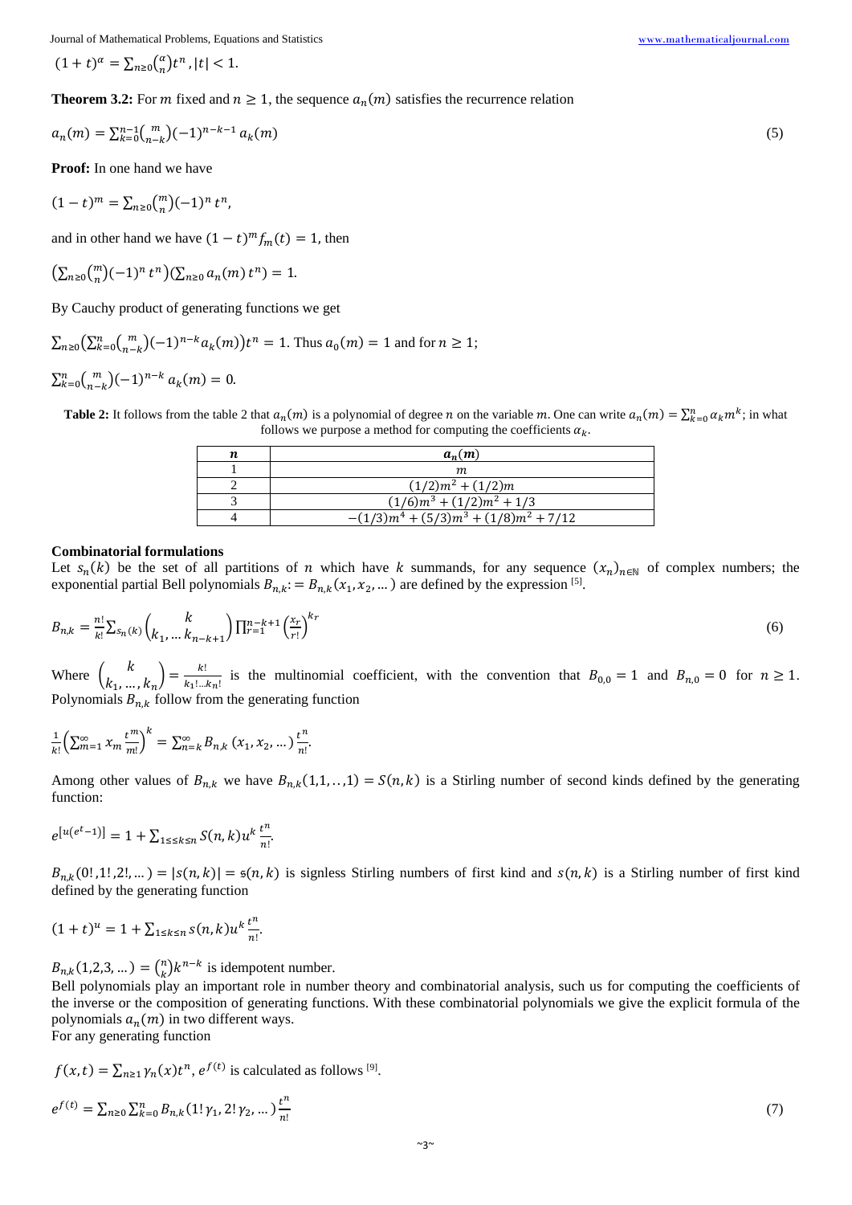$(1+t)^{\alpha} = \sum_{n\geq 0}\binom{\alpha}{n}t^n, |t| < 1.$

**Theorem 3.2:** For $m$ fixed and $n \geq 1$, the sequence $a_n(m)$ satisfies the recurrence relation

$$a_n(m) = \sum_{k=0}^{n-1}\binom{m}{n-k}(-1)^{n-k-1}a_k(m) \tag{5}$$

**Proof:** In one hand we have

$$(1-t)^m = \sum_{n\geq 0}\binom{m}{n}(-1)^n t^n,$$

and in other hand we have $(1-t)^m f_m(t) = 1$, then

$$\left(\sum_{n\geq 0}\binom{m}{n}(-1)^n t^n\right)\left(\sum_{n\geq 0}a_n(m)t^n\right) = 1.$$

By Cauchy product of generating functions we get

$\sum_{n\geq 0}\left(\sum_{k=0}^{n}\binom{m}{n-k}(-1)^{n-k}a_k(m)\right)t^n = 1.$ Thus $a_0(m) = 1$ and for $n \geq 1$;

$$\sum_{k=0}^{n}\binom{m}{n-k}(-1)^{n-k}a_k(m) = 0.$$

**Table 2:** It follows from the table 2 that $a_n(m)$ is a polynomial of degree $n$ on the variable $m$. One can write $a_n(m) = \sum_{k=0}^{n}\alpha_k m^k$; in what follows we purpose a method for computing the coefficients $\alpha_k$.

| $n$ | $a_n(m)$ |
|---|---|
| 1 | $m$ |
| 2 | $(1/2)m^2 + (1/2)m$ |
| 3 | $(1/6)m^3 + (1/2)m^2 + 1/3$ |
| 4 | $-(1/3)m^4 + (5/3)m^3 + (1/8)m^2 + 7/12$ |

### Combinatorial formulations

Let $s_n(k)$ be the set of all partitions of $n$ which have $k$ summands, for any sequence $(x_n)_{n\in\mathbb{N}}$ of complex numbers; the exponential partial Bell polynomials $B_{n,k} := B_{n,k}(x_1, x_2, \dots)$ are defined by the expression [5].

$$B_{n,k} = \frac{n!}{k!}\sum_{s_n(k)}\binom{k}{k_1, \dots k_{n-k+1}}\prod_{r=1}^{n-k+1}\left(\frac{x_r}{r!}\right)^{k_r} \tag{6}$$

Where $\binom{k}{k_1, \dots, k_n} = \frac{k!}{k_1!\dots k_n!}$ is the multinomial coefficient, with the convention that $B_{0,0} = 1$ and $B_{n,0} = 0$ for $n \geq 1$. Polynomials $B_{n,k}$ follow from the generating function

$$\frac{1}{k!}\left(\sum_{m=1}^{\infty}x_m\frac{t^m}{m!}\right)^k = \sum_{n=k}^{\infty}B_{n,k}(x_1, x_2, \dots)\frac{t^n}{n!}.$$

Among other values of $B_{n,k}$ we have $B_{n,k}(1,1,..,1) = S(n,k)$ is a Stirling number of second kinds defined by the generating function:

$$e^{[u(e^t-1)]} = 1 + \sum_{1\leq k\leq n}S(n,k)u^k\frac{t^n}{n!}.$$

$B_{n,k}(0!, 1!, 2!, \dots) = |s(n,k)| = \mathfrak{s}(n,k)$ is signless Stirling numbers of first kind and $s(n,k)$ is a Stirling number of first kind defined by the generating function

$$(1+t)^u = 1 + \sum_{1\leq k\leq n}s(n,k)u^k\frac{t^n}{n!}.$$

$B_{n,k}(1,2,3,\dots) = \binom{n}{k}k^{n-k}$ is idempotent number.

Bell polynomials play an important role in number theory and combinatorial analysis, such us for computing the coefficients of the inverse or the composition of generating functions. With these combinatorial polynomials we give the explicit formula of the polynomials $a_n(m)$ in two different ways.

For any generating function

$f(x,t) = \sum_{n\geq 1}\gamma_n(x)t^n$, $e^{f(t)}$ is calculated as follows [9].

$$e^{f(t)} = \sum_{n\geq 0}\sum_{k=0}^{n}B_{n,k}(1!\gamma_1, 2!\gamma_2, \dots)\frac{t^n}{n!} \tag{7}$$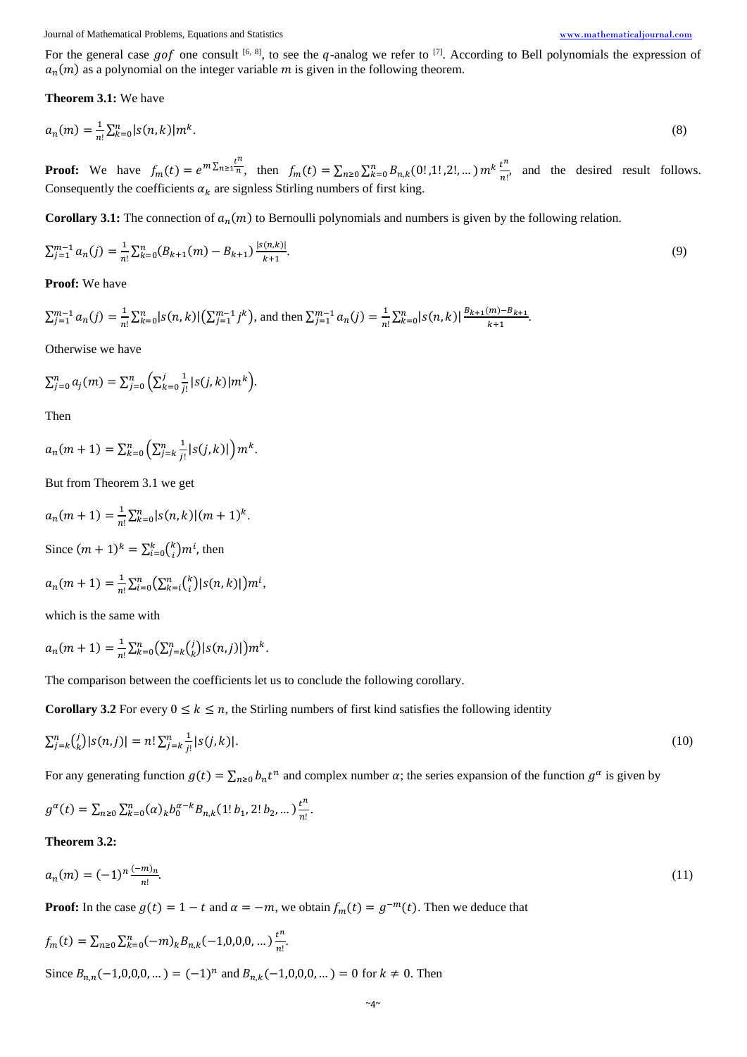For the general case $gof$ one consult [6, 8], to see the $q$-analog we refer to [7]. According to Bell polynomials the expression of $a_n(m)$ as a polynomial on the integer variable $m$ is given in the following theorem.

**Theorem 3.1:** We have

$$a_n(m) = \frac{1}{n!}\sum_{k=0}^{n}|s(n,k)|m^k. \tag{8}$$

**Proof:** We have $f_m(t) = e^{m\sum_{n\geq 1}\frac{t^n}{n}}$, then $f_m(t) = \sum_{n\geq 0}\sum_{k=0}^{n} B_{n,k}(0!,1!,2!,\ldots)\, m^k \frac{t^n}{n!}$, and the desired result follows. Consequently the coefficients $\alpha_k$ are signless Stirling numbers of first king.

**Corollary 3.1:** The connection of $a_n(m)$ to Bernoulli polynomials and numbers is given by the following relation.

$$\sum_{j=1}^{m-1} a_n(j) = \frac{1}{n!}\sum_{k=0}^{n}(B_{k+1}(m) - B_{k+1})\frac{|s(n,k)|}{k+1}. \tag{9}$$

**Proof:** We have

$\sum_{j=1}^{m-1} a_n(j) = \frac{1}{n!}\sum_{k=0}^{n}|s(n,k)|\left(\sum_{j=1}^{m-1} j^k\right)$, and then $\sum_{j=1}^{m-1} a_n(j) = \frac{1}{n!}\sum_{k=0}^{n}|s(n,k)|\frac{B_{k+1}(m)-B_{k+1}}{k+1}$.

Otherwise we have

$$\sum_{j=0}^{n} a_j(m) = \sum_{j=0}^{n}\left(\sum_{k=0}^{j}\frac{1}{j!}|s(j,k)|m^k\right).$$

Then

$$a_n(m+1) = \sum_{k=0}^{n}\left(\sum_{j=k}^{n}\frac{1}{j!}|s(j,k)|\right)m^k.$$

But from Theorem 3.1 we get

$$a_n(m+1) = \frac{1}{n!}\sum_{k=0}^{n}|s(n,k)|(m+1)^k.$$

Since $(m+1)^k = \sum_{i=0}^{k}\binom{k}{i}m^i$, then

$$a_n(m+1) = \frac{1}{n!}\sum_{i=0}^{n}\left(\sum_{k=i}^{n}\binom{k}{i}|s(n,k)|\right)m^i,$$

which is the same with

$$a_n(m+1) = \frac{1}{n!}\sum_{k=0}^{n}\left(\sum_{j=k}^{n}\binom{j}{k}|s(n,j)|\right)m^k.$$

The comparison between the coefficients let us to conclude the following corollary.

**Corollary 3.2** For every $0 \leq k \leq n$, the Stirling numbers of first kind satisfies the following identity

$$\sum_{j=k}^{n}\binom{j}{k}|s(n,j)| = n!\sum_{j=k}^{n}\frac{1}{j!}|s(j,k)|. \tag{10}$$

For any generating function $g(t) = \sum_{n\geq 0} b_n t^n$ and complex number $\alpha$; the series expansion of the function $g^\alpha$ is given by

$$g^\alpha(t) = \sum_{n\geq 0}\sum_{k=0}^{n}(\alpha)_k b_0^{\alpha-k} B_{n,k}(1!\,b_1, 2!\,b_2,\ldots)\frac{t^n}{n!}.$$

**Theorem 3.2:**

$$a_n(m) = (-1)^n\frac{(-m)_n}{n!}. \tag{11}$$

**Proof:** In the case $g(t) = 1-t$ and $\alpha = -m$, we obtain $f_m(t) = g^{-m}(t)$. Then we deduce that

$$f_m(t) = \sum_{n\geq 0}\sum_{k=0}^{n}(-m)_k B_{n,k}(-1,0,0,0,\ldots)\frac{t^n}{n!}.$$

Since $B_{n,n}(-1,0,0,0,\ldots) = (-1)^n$ and $B_{n,k}(-1,0,0,0,\ldots) = 0$ for $k \neq 0$. Then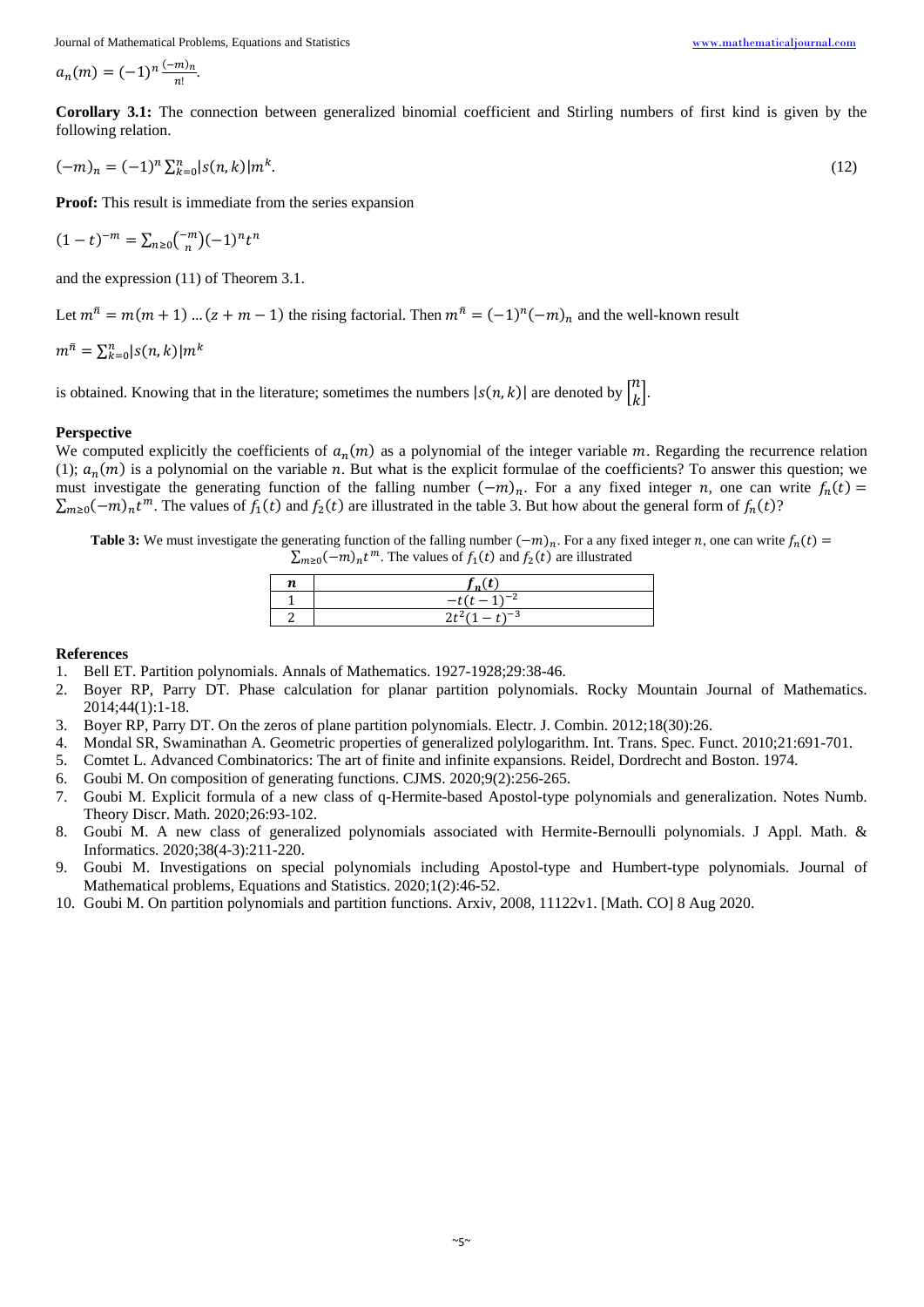$a_n(m) = (-1)^n \frac{(-m)_n}{n!}$.

**Corollary 3.1:** The connection between generalized binomial coefficient and Stirling numbers of first kind is given by the following relation.

$$(-m)_n = (-1)^n \sum_{k=0}^{n} |s(n,k)| m^k. \tag{12}$$

**Proof:** This result is immediate from the series expansion

$$(1-t)^{-m} = \sum_{n\geq 0} \binom{-m}{n} (-1)^n t^n$$

and the expression (11) of Theorem 3.1.

Let $m^{\bar{n}} = m(m+1)\ldots(z+m-1)$ the rising factorial. Then $m^{\bar{n}} = (-1)^n(-m)_n$ and the well-known result

$$m^{\bar{n}} = \sum_{k=0}^{n} |s(n,k)| m^k$$

is obtained. Knowing that in the literature; sometimes the numbers $|s(n,k)|$ are denoted by $\begin{bmatrix} n \\ k \end{bmatrix}$.

### Perspective

We computed explicitly the coefficients of $a_n(m)$ as a polynomial of the integer variable $m$. Regarding the recurrence relation (1); $a_n(m)$ is a polynomial on the variable $n$. But what is the explicit formulae of the coefficients? To answer this question; we must investigate the generating function of the falling number $(-m)_n$. For a any fixed integer $n$, one can write $f_n(t) = \sum_{m\geq 0}(-m)_n t^m$. The values of $f_1(t)$ and $f_2(t)$ are illustrated in the table 3. But how about the general form of $f_n(t)$?

**Table 3:** We must investigate the generating function of the falling number $(-m)_n$. For a any fixed integer $n$, one can write $f_n(t) = \sum_{m\geq 0}(-m)_n t^m$. The values of $f_1(t)$ and $f_2(t)$ are illustrated

| $n$ | $f_n(t)$ |
|---|---|
| 1 | $-t(t-1)^{-2}$ |
| 2 | $2t^2(1-t)^{-3}$ |

### References

1. Bell ET. Partition polynomials. Annals of Mathematics. 1927-1928;29:38-46.
2. Boyer RP, Parry DT. Phase calculation for planar partition polynomials. Rocky Mountain Journal of Mathematics. 2014;44(1):1-18.
3. Boyer RP, Parry DT. On the zeros of plane partition polynomials. Electr. J. Combin. 2012;18(30):26.
4. Mondal SR, Swaminathan A. Geometric properties of generalized polylogarithm. Int. Trans. Spec. Funct. 2010;21:691-701.
5. Comtet L. Advanced Combinatorics: The art of finite and infinite expansions. Reidel, Dordrecht and Boston. 1974.
6. Goubi M. On composition of generating functions. CJMS. 2020;9(2):256-265.
7. Goubi M. Explicit formula of a new class of q-Hermite-based Apostol-type polynomials and generalization. Notes Numb. Theory Discr. Math. 2020;26:93-102.
8. Goubi M. A new class of generalized polynomials associated with Hermite-Bernoulli polynomials. J Appl. Math. & Informatics. 2020;38(4-3):211-220.
9. Goubi M. Investigations on special polynomials including Apostol-type and Humbert-type polynomials. Journal of Mathematical problems, Equations and Statistics. 2020;1(2):46-52.
10. Goubi M. On partition polynomials and partition functions. Arxiv, 2008, 11122v1. [Math. CO] 8 Aug 2020.